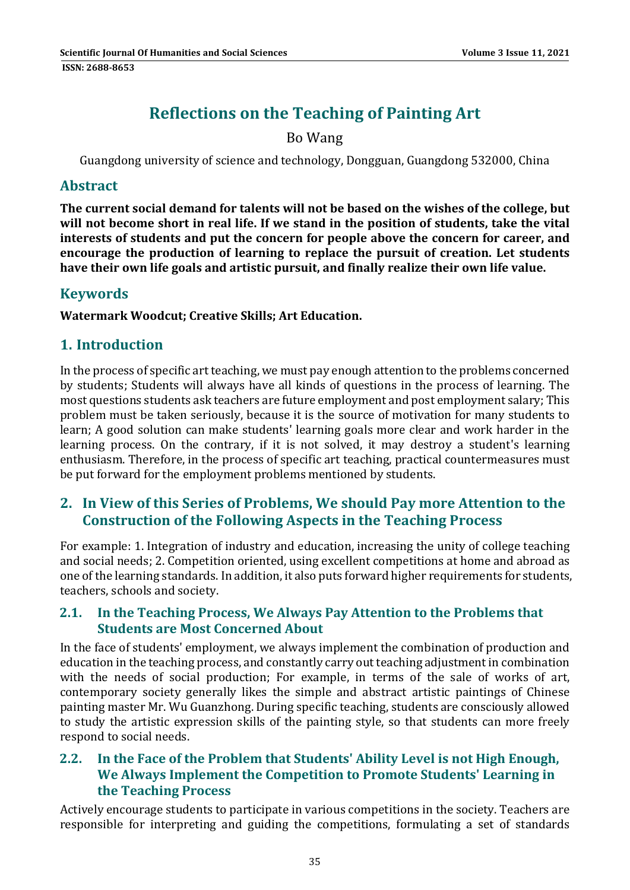# Reflections on the Teaching of Painting Art

Bo Wang

Guangdong university of science and technology, Dongguan, Guangdong 532000, China

## Abstract

**The current social demand for talents will not be based on the wishes of the college, but will not become short in real life. If we stand in the position of students, take the vital interests of students and put the concern for people above the concern for career, and encourage the production of learning to replace the pursuit of creation. Let students have their own life goals and artistic pursuit, and finally realize their own life value.**

## Keywords

**Watermark Woodcut; Creative Skills; Art Education.**

## 1. Introduction

In the process of specific art teaching, we must pay enough attention to the problems concerned by students; Students will always have all kinds of questions in the process of learning. The most questions students ask teachers are future employment and post employment salary; This problem must be taken seriously, because it is the source of motivation for many students to learn; A good solution can make students' learning goals more clear and work harder in the learning process. On the contrary, if it is not solved, it may destroy a student's learning enthusiasm. Therefore, in the process of specific art teaching, practical countermeasures must be put forward for the employment problems mentioned by students.

## 2. In View of this Series of Problems, We should Pay more Attention to the Construction of the Following Aspects in the Teaching Process

For example: 1. Integration of industry and education, increasing the unity of college teaching and social needs; 2. Competition oriented, using excellent competitions at home and abroad as one of the learning standards. In addition, it also puts forward higher requirements for students, teachers, schools and society.

### 2.1. In the Teaching Process, We Always Pay Attention to the Problems that Students are Most Concerned About

In the face of students' employment, we always implement the combination of production and education in the teaching process, and constantly carry out teaching adjustment in combination with the needs of social production; For example, in terms of the sale of works of art, contemporary society generally likes the simple and abstract artistic paintings of Chinese painting master Mr. Wu Guanzhong. During specific teaching, students are consciously allowed to study the artistic expression skills of the painting style, so that students can more freely respond to social needs.

### 2.2. In the Face of the Problem that Students' Ability Level is not High Enough, We Always Implement the Competition to Promote Students' Learning in the Teaching Process

Actively encourage students to participate in various competitions in the society. Teachers are responsible for interpreting and guiding the competitions, formulating a set of standards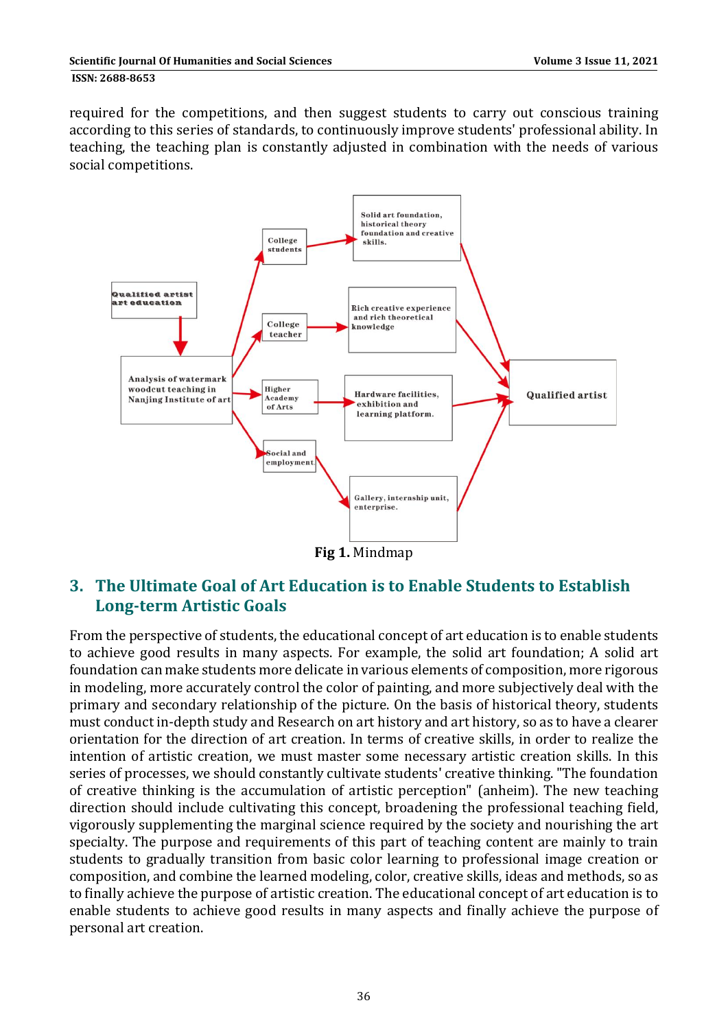required for the competitions, and then suggest students to carry out conscious training according to this series of standards, to continuously improve students' professional ability. In teaching, the teaching plan is constantly adjusted in combination with the needs of various social competitions.

**Fig 1.** Mindmap

## 3. The Ultimate Goal of Art Education is to Enable Students to Establish Long-term Artistic Goals

From the perspective of students, the educational concept of art education is to enable students to achieve good results in many aspects. For example, the solid art foundation; A solid art foundation can make students more delicate in various elements of composition, more rigorous in modeling, more accurately control the color of painting, and more subjectively deal with the primary and secondary relationship of the picture. On the basis of historical theory, students must conduct in-depth study and Research on art history and art history, so as to have a clearer orientation for the direction of art creation. In terms of creative skills, in order to realize the intention of artistic creation, we must master some necessary artistic creation skills. In this series of processes, we should constantly cultivate students' creative thinking. "The foundation of creative thinking is the accumulation of artistic perception" (anheim). The new teaching direction should include cultivating this concept, broadening the professional teaching field, vigorously supplementing the marginal science required by the society and nourishing the art specialty. The purpose and requirements of this part of teaching content are mainly to train students to gradually transition from basic color learning to professional image creation or composition, and combine the learned modeling, color, creative skills, ideas and methods, so as to finally achieve the purpose of artistic creation. The educational concept of art education is to enable students to achieve good results in many aspects and finally achieve the purpose of personal art creation.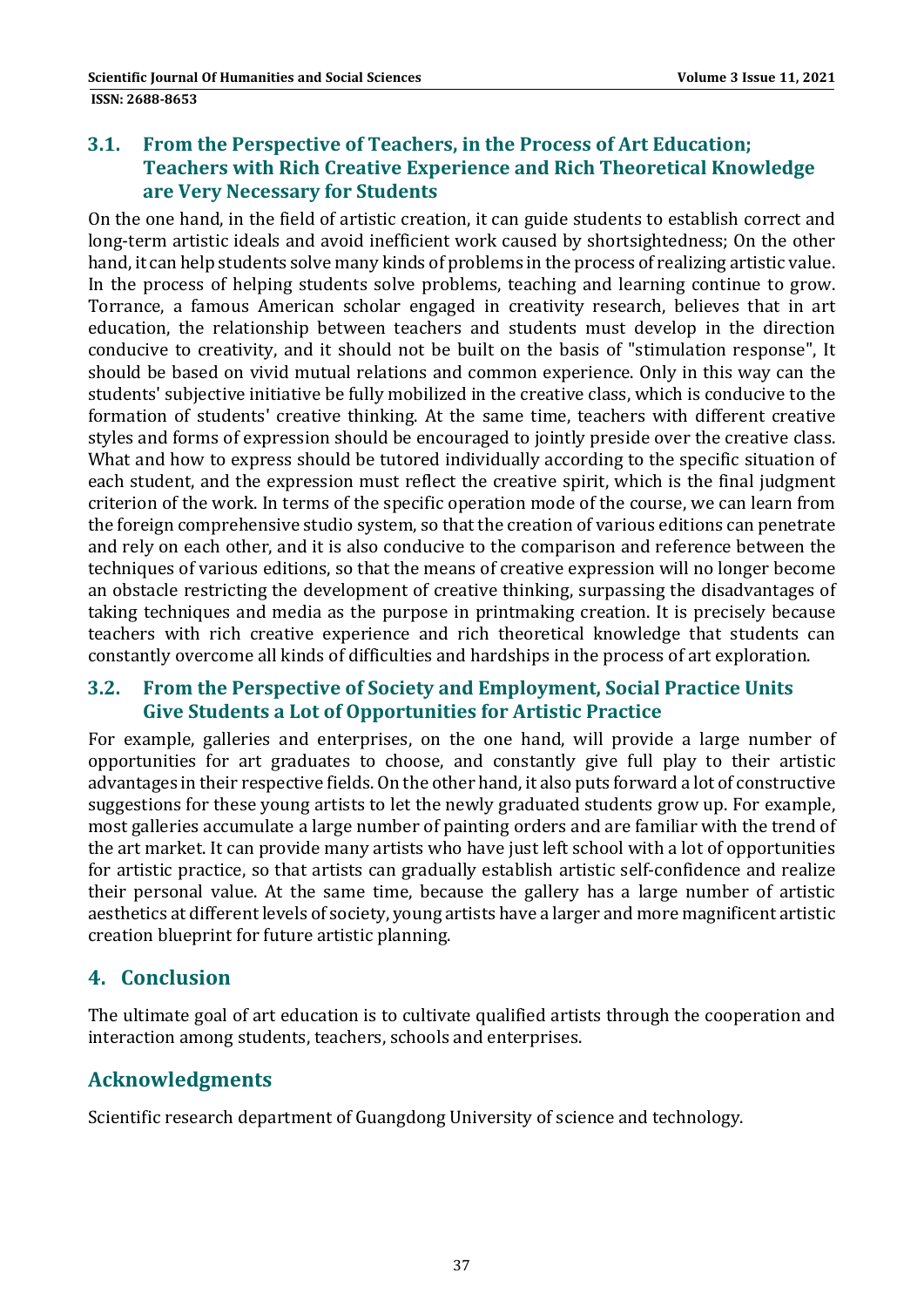### 3.1. From the Perspective of Teachers, in the Process of Art Education; Teachers with Rich Creative Experience and Rich Theoretical Knowledge are Very Necessary for Students

On the one hand, in the field of artistic creation, it can guide students to establish correct and long-term artistic ideals and avoid inefficient work caused by shortsightedness; On the other hand, it can help students solve many kinds of problems in the process of realizing artistic value. In the process of helping students solve problems, teaching and learning continue to grow. Torrance, a famous American scholar engaged in creativity research, believes that in art education, the relationship between teachers and students must develop in the direction conducive to creativity, and it should not be built on the basis of "stimulation response", It should be based on vivid mutual relations and common experience. Only in this way can the students' subjective initiative be fully mobilized in the creative class, which is conducive to the formation of students' creative thinking. At the same time, teachers with different creative styles and forms of expression should be encouraged to jointly preside over the creative class. What and how to express should be tutored individually according to the specific situation of each student, and the expression must reflect the creative spirit, which is the final judgment criterion of the work. In terms of the specific operation mode of the course, we can learn from the foreign comprehensive studio system, so that the creation of various editions can penetrate and rely on each other, and it is also conducive to the comparison and reference between the techniques of various editions, so that the means of creative expression will no longer become an obstacle restricting the development of creative thinking, surpassing the disadvantages of taking techniques and media as the purpose in printmaking creation. It is precisely because teachers with rich creative experience and rich theoretical knowledge that students can constantly overcome all kinds of difficulties and hardships in the process of art exploration.

### 3.2. From the Perspective of Society and Employment, Social Practice Units Give Students a Lot of Opportunities for Artistic Practice

For example, galleries and enterprises, on the one hand, will provide a large number of opportunities for art graduates to choose, and constantly give full play to their artistic advantages in their respective fields. On the other hand, it also puts forward a lot of constructive suggestions for these young artists to let the newly graduated students grow up. For example, most galleries accumulate a large number of painting orders and are familiar with the trend of the art market. It can provide many artists who have just left school with a lot of opportunities for artistic practice, so that artists can gradually establish artistic self-confidence and realize their personal value. At the same time, because the gallery has a large number of artistic aesthetics at different levels of society, young artists have a larger and more magnificent artistic creation blueprint for future artistic planning.

## 4. Conclusion

The ultimate goal of art education is to cultivate qualified artists through the cooperation and interaction among students, teachers, schools and enterprises.

## Acknowledgments

Scientific research department of Guangdong University of science and technology.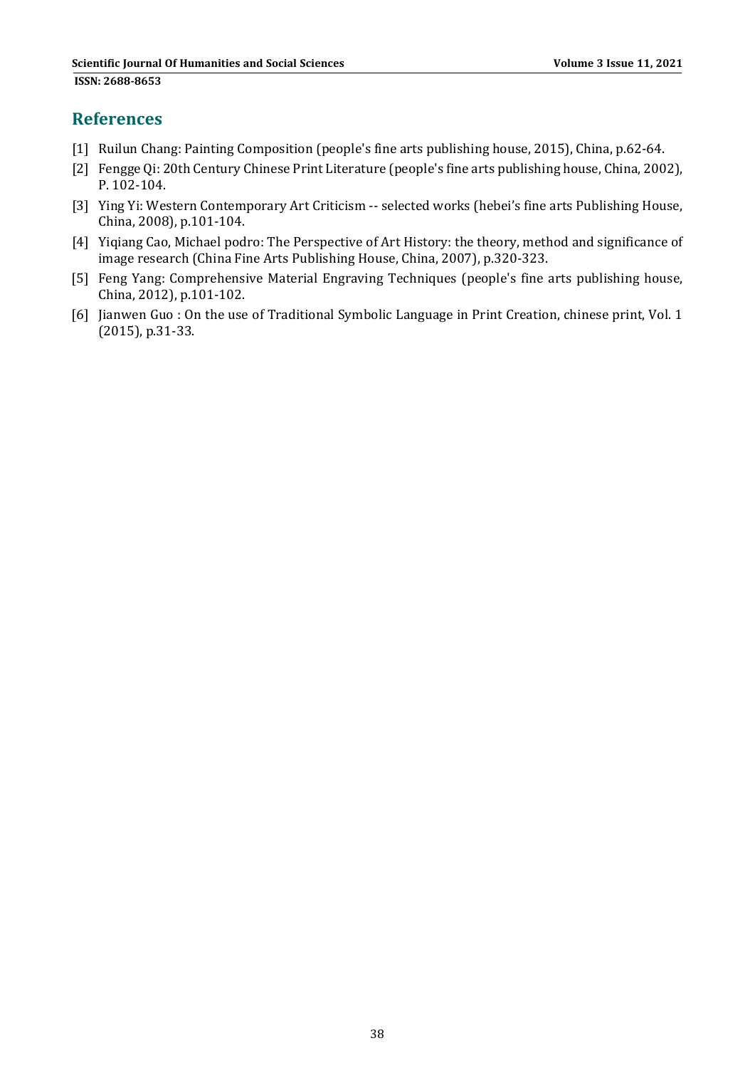## References

[1] Ruilun Chang: Painting Composition (people's fine arts publishing house, 2015), China, p.62-64.

[2] Fengge Qi: 20th Century Chinese Print Literature (people's fine arts publishing house, China, 2002), P. 102-104.

[3] Ying Yi: Western Contemporary Art Criticism -- selected works (hebei's fine arts Publishing House, China, 2008), p.101-104.

[4] Yiqiang Cao, Michael podro: The Perspective of Art History: the theory, method and significance of image research (China Fine Arts Publishing House, China, 2007), p.320-323.

[5] Feng Yang: Comprehensive Material Engraving Techniques (people's fine arts publishing house, China, 2012), p.101-102.

[6] Jianwen Guo : On the use of Traditional Symbolic Language in Print Creation, chinese print, Vol. 1 (2015), p.31-33.